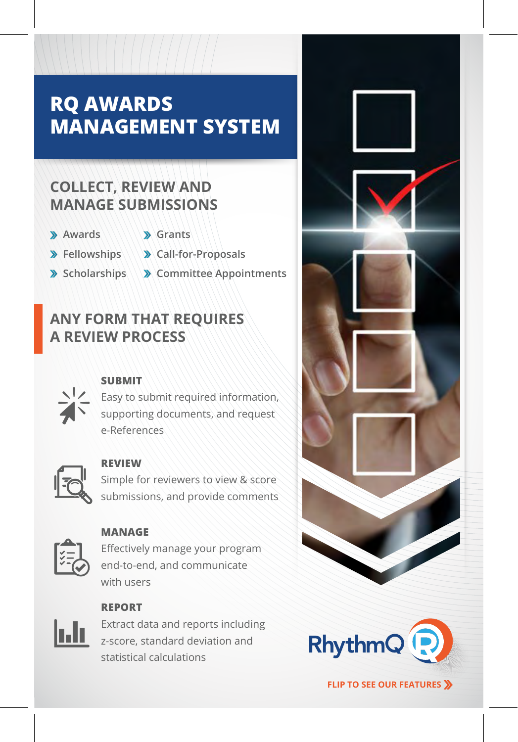# RQ AWARDS MANAGEMENT SYSTEM

## COLLECT, REVIEW AND MANAGE SUBMISSIONS

- Awards
- Fellowships
- Scholarships
- Grants
- Call-for-Proposals
- Committee Appointments

## ANY FORM THAT REQUIRES A REVIEW PROCESS

**SUBMIT**
Easy to submit required information, supporting documents, and request e-References

**REVIEW**
Simple for reviewers to view & score submissions, and provide comments

**MANAGE**
Effectively manage your program end-to-end, and communicate with users

**REPORT**
Extract data and reports including z-score, standard deviation and statistical calculations

RhythmQ

FLIP TO SEE OUR FEATURES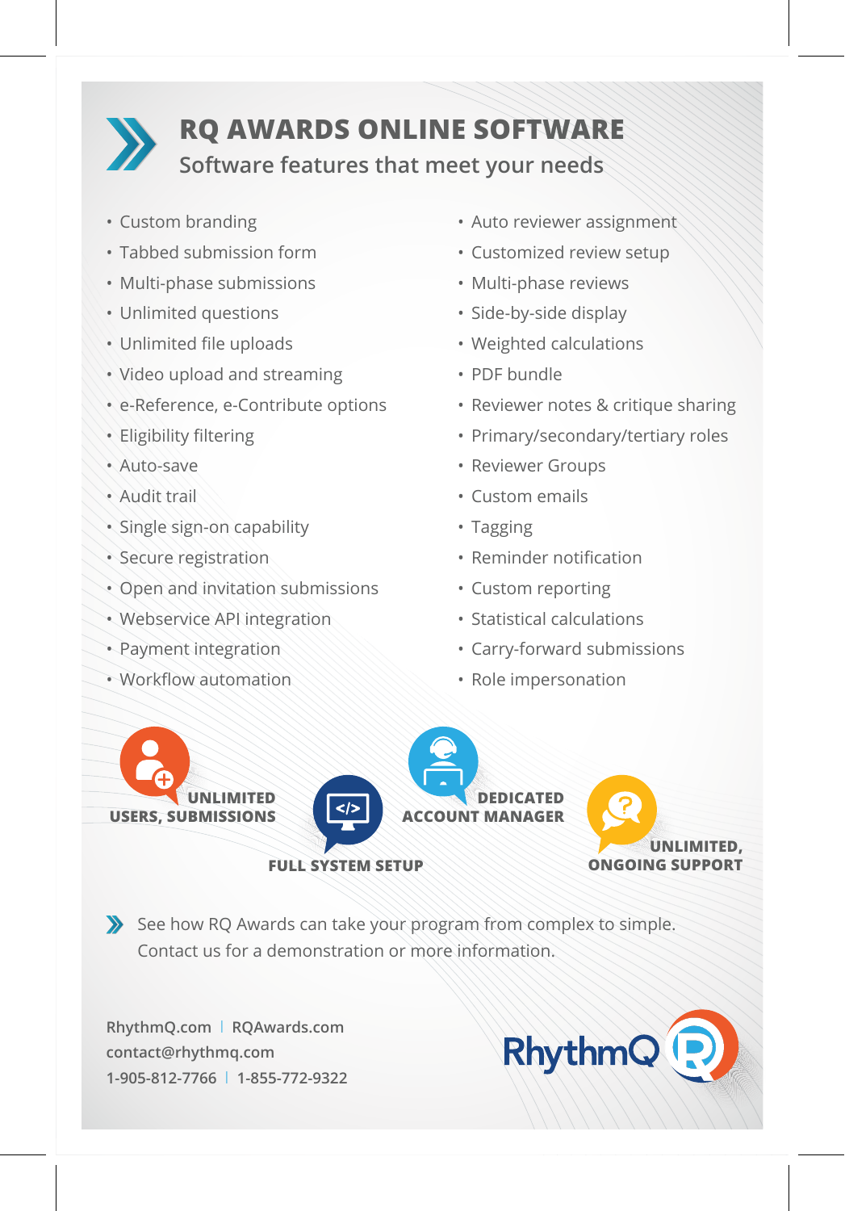# RQ AWARDS ONLINE SOFTWARE

## Software features that meet your needs

- Custom branding
- Tabbed submission form
- Multi-phase submissions
- Unlimited questions
- Unlimited file uploads
- Video upload and streaming
- e-Reference, e-Contribute options
- Eligibility filtering
- Auto-save
- Audit trail
- Single sign-on capability
- Secure registration
- Open and invitation submissions
- Webservice API integration
- Payment integration
- Workflow automation
- Auto reviewer assignment
- Customized review setup
- Multi-phase reviews
- Side-by-side display
- Weighted calculations
- PDF bundle
- Reviewer notes & critique sharing
- Primary/secondary/tertiary roles
- Reviewer Groups
- Custom emails
- Tagging
- Reminder notification
- Custom reporting
- Statistical calculations
- Carry-forward submissions
- Role impersonation

**UNLIMITED USERS, SUBMISSIONS**

**FULL SYSTEM SETUP**

**DEDICATED ACCOUNT MANAGER**

**UNLIMITED, ONGOING SUPPORT**

See how RQ Awards can take your program from complex to simple. Contact us for a demonstration or more information.

RhythmQ.com | RQAwards.com
contact@rhythmq.com
1-905-812-7766 | 1-855-772-9322

RhythmQ